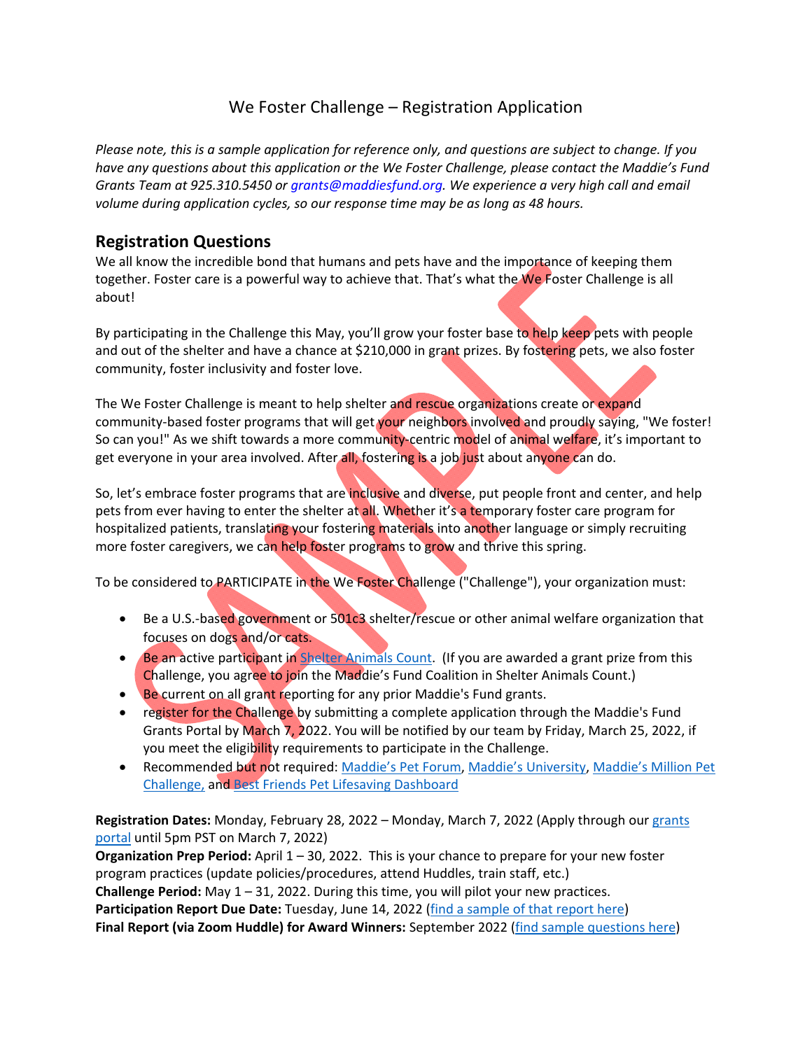# We Foster Challenge – Registration Application

*Please note, this is a sample application for reference only, and questions are subject to change. If you have any questions about this application or the We Foster Challenge, please contact the Maddie's Fund Grants Team at 925.310.5450 or grants@maddiesfund.org. We experience a very high call and email volume during application cycles, so our response time may be as long as 48 hours.*

## Registration Questions

We all know the incredible bond that humans and pets have and the importance of keeping them together. Foster care is a powerful way to achieve that. That's what the We Foster Challenge is all about!

By participating in the Challenge this May, you'll grow your foster base to help keep pets with people and out of the shelter and have a chance at $210,000 in grant prizes. By fostering pets, we also foster community, foster inclusivity and foster love.

The We Foster Challenge is meant to help shelter and rescue organizations create or expand community-based foster programs that will get your neighbors involved and proudly saying, "We foster! So can you!" As we shift towards a more community-centric model of animal welfare, it's important to get everyone in your area involved. After all, fostering is a job just about anyone can do.

So, let's embrace foster programs that are inclusive and diverse, put people front and center, and help pets from ever having to enter the shelter at all. Whether it's a temporary foster care program for hospitalized patients, translating your fostering materials into another language or simply recruiting more foster caregivers, we can help foster programs to grow and thrive this spring.

To be considered to PARTICIPATE in the We Foster Challenge ("Challenge"), your organization must:

- Be a U.S.-based government or 501c3 shelter/rescue or other animal welfare organization that focuses on dogs and/or cats.
- Be an active participant in Shelter Animals Count. (If you are awarded a grant prize from this Challenge, you agree to join the Maddie's Fund Coalition in Shelter Animals Count.)
- Be current on all grant reporting for any prior Maddie's Fund grants.
- register for the Challenge by submitting a complete application through the Maddie's Fund Grants Portal by March 7, 2022. You will be notified by our team by Friday, March 25, 2022, if you meet the eligibility requirements to participate in the Challenge.
- Recommended but not required: Maddie's Pet Forum, Maddie's University, Maddie's Million Pet Challenge, and Best Friends Pet Lifesaving Dashboard

**Registration Dates:** Monday, February 28, 2022 – Monday, March 7, 2022 (Apply through our grants portal until 5pm PST on March 7, 2022)
**Organization Prep Period:** April 1 – 30, 2022. This is your chance to prepare for your new foster program practices (update policies/procedures, attend Huddles, train staff, etc.)
**Challenge Period:** May 1 – 31, 2022. During this time, you will pilot your new practices.
**Participation Report Due Date:** Tuesday, June 14, 2022 (find a sample of that report here)
**Final Report (via Zoom Huddle) for Award Winners:** September 2022 (find sample questions here)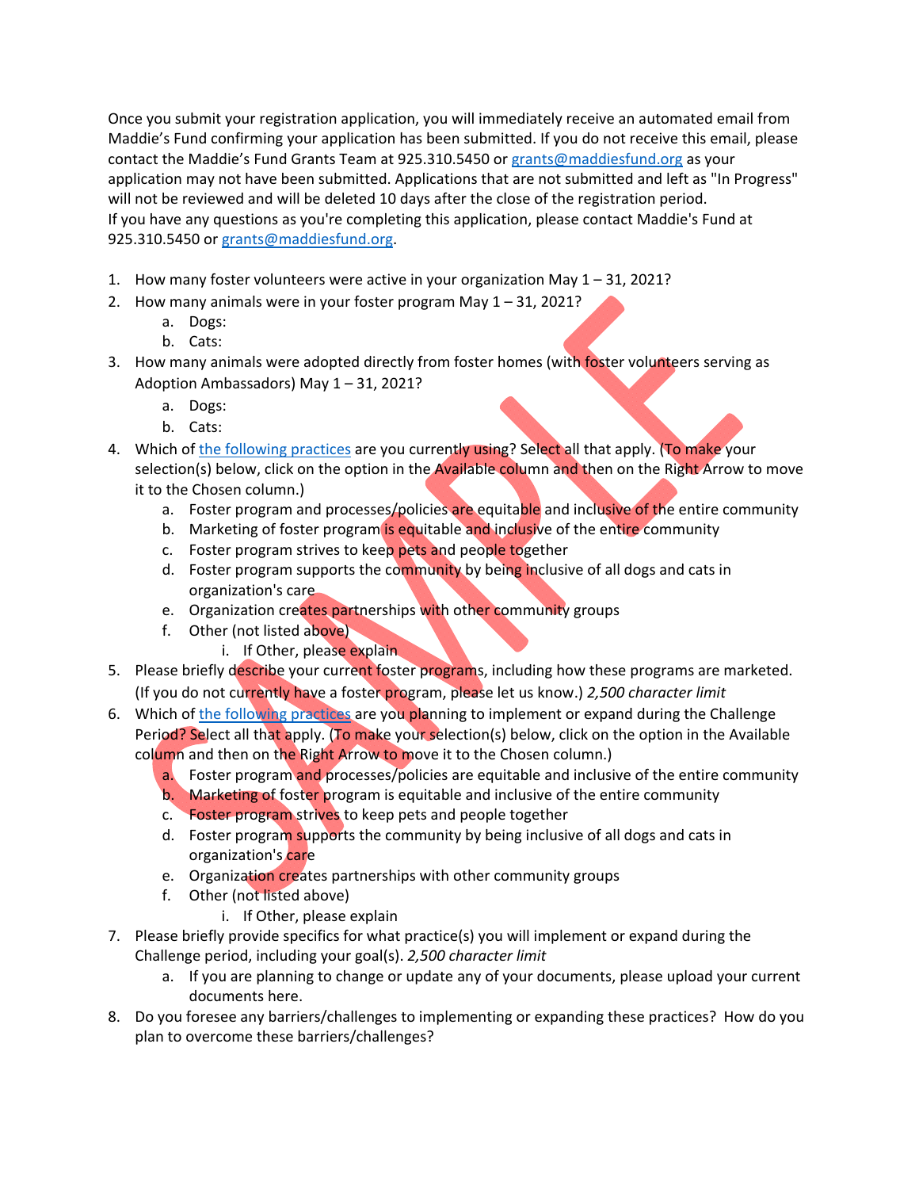Once you submit your registration application, you will immediately receive an automated email from Maddie's Fund confirming your application has been submitted. If you do not receive this email, please contact the Maddie's Fund Grants Team at 925.310.5450 or [grants@maddiesfund.org](mailto:grants@maddiesfund.org) as your application may not have been submitted. Applications that are not submitted and left as "In Progress" will not be reviewed and will be deleted 10 days after the close of the registration period.
If you have any questions as you're completing this application, please contact Maddie's Fund at 925.310.5450 or [grants@maddiesfund.org](mailto:grants@maddiesfund.org).

1. How many foster volunteers were active in your organization May 1 – 31, 2021?
2. How many animals were in your foster program May 1 – 31, 2021?
   a. Dogs:
   b. Cats:
3. How many animals were adopted directly from foster homes (with foster volunteers serving as Adoption Ambassadors) May 1 – 31, 2021?
   a. Dogs:
   b. Cats:
4. Which of the following practices are you currently using? Select all that apply. (To make your selection(s) below, click on the option in the Available column and then on the Right Arrow to move it to the Chosen column.)
   a. Foster program and processes/policies are equitable and inclusive of the entire community
   b. Marketing of foster program is equitable and inclusive of the entire community
   c. Foster program strives to keep pets and people together
   d. Foster program supports the community by being inclusive of all dogs and cats in organization's care
   e. Organization creates partnerships with other community groups
   f. Other (not listed above)
      i. If Other, please explain
5. Please briefly describe your current foster programs, including how these programs are marketed. (If you do not currently have a foster program, please let us know.) *2,500 character limit*
6. Which of the following practices are you planning to implement or expand during the Challenge Period? Select all that apply. (To make your selection(s) below, click on the option in the Available column and then on the Right Arrow to move it to the Chosen column.)
   a. Foster program and processes/policies are equitable and inclusive of the entire community
   b. Marketing of foster program is equitable and inclusive of the entire community
   c. Foster program strives to keep pets and people together
   d. Foster program supports the community by being inclusive of all dogs and cats in organization's care
   e. Organization creates partnerships with other community groups
   f. Other (not listed above)
      i. If Other, please explain
7. Please briefly provide specifics for what practice(s) you will implement or expand during the Challenge period, including your goal(s). *2,500 character limit*
   a. If you are planning to change or update any of your documents, please upload your current documents here.
8. Do you foresee any barriers/challenges to implementing or expanding these practices? How do you plan to overcome these barriers/challenges?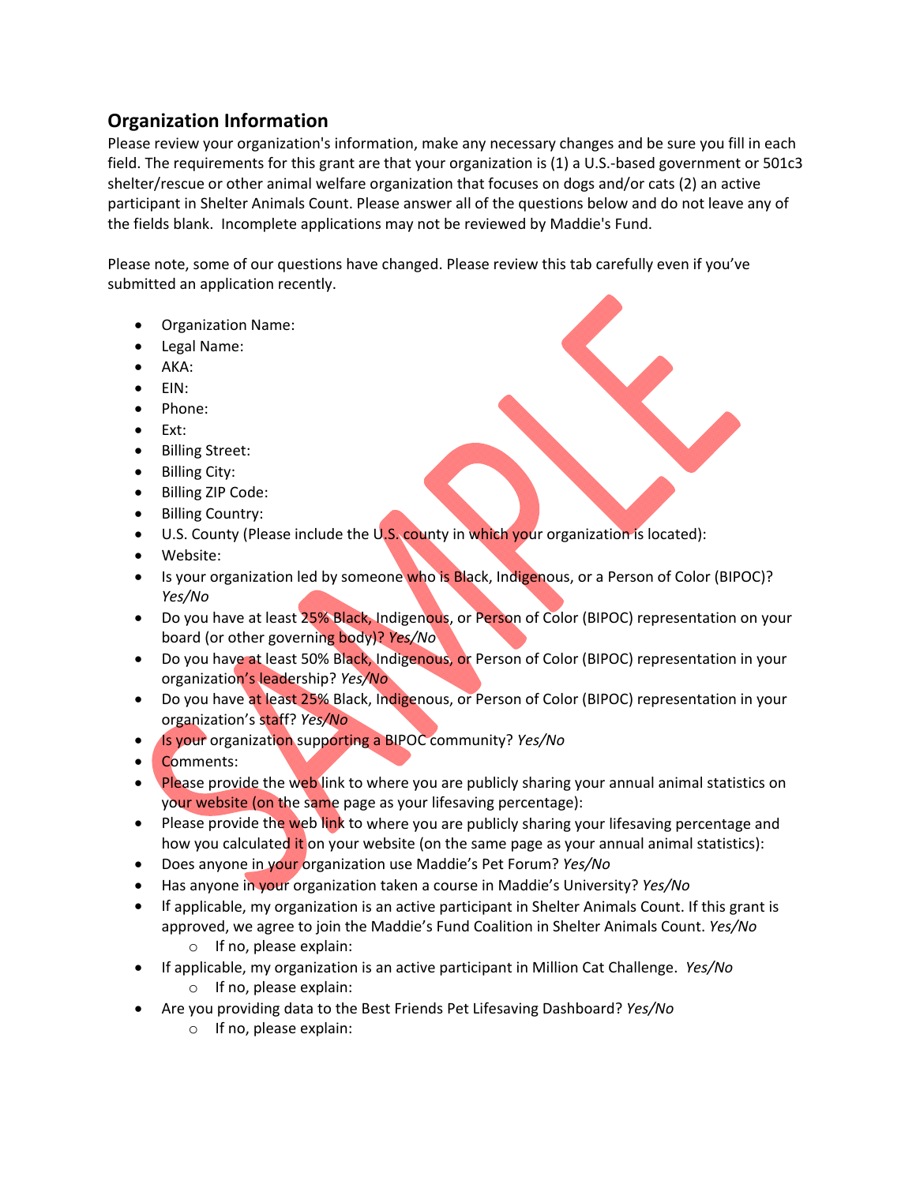## Organization Information

Please review your organization's information, make any necessary changes and be sure you fill in each field. The requirements for this grant are that your organization is (1) a U.S.-based government or 501c3 shelter/rescue or other animal welfare organization that focuses on dogs and/or cats (2) an active participant in Shelter Animals Count. Please answer all of the questions below and do not leave any of the fields blank. Incomplete applications may not be reviewed by Maddie's Fund.

Please note, some of our questions have changed. Please review this tab carefully even if you've submitted an application recently.

- Organization Name:
- Legal Name:
- AKA:
- EIN:
- Phone:
- Ext:
- Billing Street:
- Billing City:
- Billing ZIP Code:
- Billing Country:
- U.S. County (Please include the U.S. county in which your organization is located):
- Website:
- Is your organization led by someone who is Black, Indigenous, or a Person of Color (BIPOC)? *Yes/No*
- Do you have at least 25% Black, Indigenous, or Person of Color (BIPOC) representation on your board (or other governing body)? *Yes/No*
- Do you have at least 50% Black, Indigenous, or Person of Color (BIPOC) representation in your organization's leadership? *Yes/No*
- Do you have at least 25% Black, Indigenous, or Person of Color (BIPOC) representation in your organization's staff? *Yes/No*
- Is your organization supporting a BIPOC community? *Yes/No*
- Comments:
- Please provide the web link to where you are publicly sharing your annual animal statistics on your website (on the same page as your lifesaving percentage):
- Please provide the web link to where you are publicly sharing your lifesaving percentage and how you calculated it on your website (on the same page as your annual animal statistics):
- Does anyone in your organization use Maddie's Pet Forum? *Yes/No*
- Has anyone in your organization taken a course in Maddie's University? *Yes/No*
- If applicable, my organization is an active participant in Shelter Animals Count. If this grant is approved, we agree to join the Maddie's Fund Coalition in Shelter Animals Count. *Yes/No*
    - If no, please explain:
- If applicable, my organization is an active participant in Million Cat Challenge. *Yes/No*
    - If no, please explain:
- Are you providing data to the Best Friends Pet Lifesaving Dashboard? *Yes/No*
    - If no, please explain: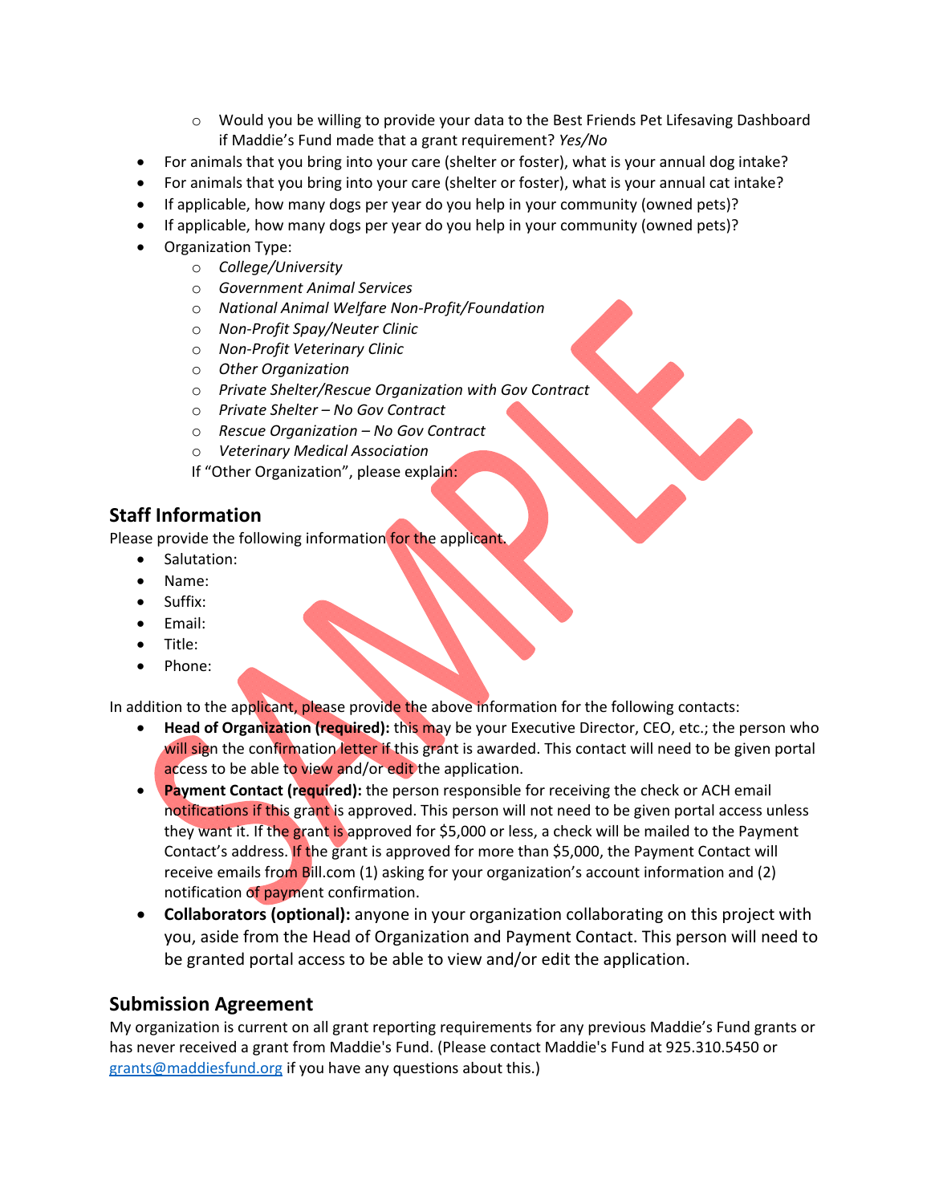- Would you be willing to provide your data to the Best Friends Pet Lifesaving Dashboard if Maddie's Fund made that a grant requirement? *Yes/No*
- For animals that you bring into your care (shelter or foster), what is your annual dog intake?
- For animals that you bring into your care (shelter or foster), what is your annual cat intake?
- If applicable, how many dogs per year do you help in your community (owned pets)?
- If applicable, how many dogs per year do you help in your community (owned pets)?
- Organization Type:
   - *College/University*
   - *Government Animal Services*
   - *National Animal Welfare Non-Profit/Foundation*
   - *Non-Profit Spay/Neuter Clinic*
   - *Non-Profit Veterinary Clinic*
   - *Other Organization*
   - *Private Shelter/Rescue Organization with Gov Contract*
   - *Private Shelter – No Gov Contract*
   - *Rescue Organization – No Gov Contract*
   - *Veterinary Medical Association*

   If "Other Organization", please explain:

## Staff Information

Please provide the following information for the applicant.

- Salutation:
- Name:
- Suffix:
- Email:
- Title:
- Phone:

In addition to the applicant, please provide the above information for the following contacts:

- **Head of Organization (required):** this may be your Executive Director, CEO, etc.; the person who will sign the confirmation letter if this grant is awarded. This contact will need to be given portal access to be able to view and/or edit the application.
- **Payment Contact (required):** the person responsible for receiving the check or ACH email notifications if this grant is approved. This person will not need to be given portal access unless they want it. If the grant is approved for $5,000 or less, a check will be mailed to the Payment Contact's address. If the grant is approved for more than $5,000, the Payment Contact will receive emails from Bill.com (1) asking for your organization's account information and (2) notification of payment confirmation.
- **Collaborators (optional):** anyone in your organization collaborating on this project with you, aside from the Head of Organization and Payment Contact. This person will need to be granted portal access to be able to view and/or edit the application.

## Submission Agreement

My organization is current on all grant reporting requirements for any previous Maddie's Fund grants or has never received a grant from Maddie's Fund. (Please contact Maddie's Fund at 925.310.5450 or grants@maddiesfund.org if you have any questions about this.)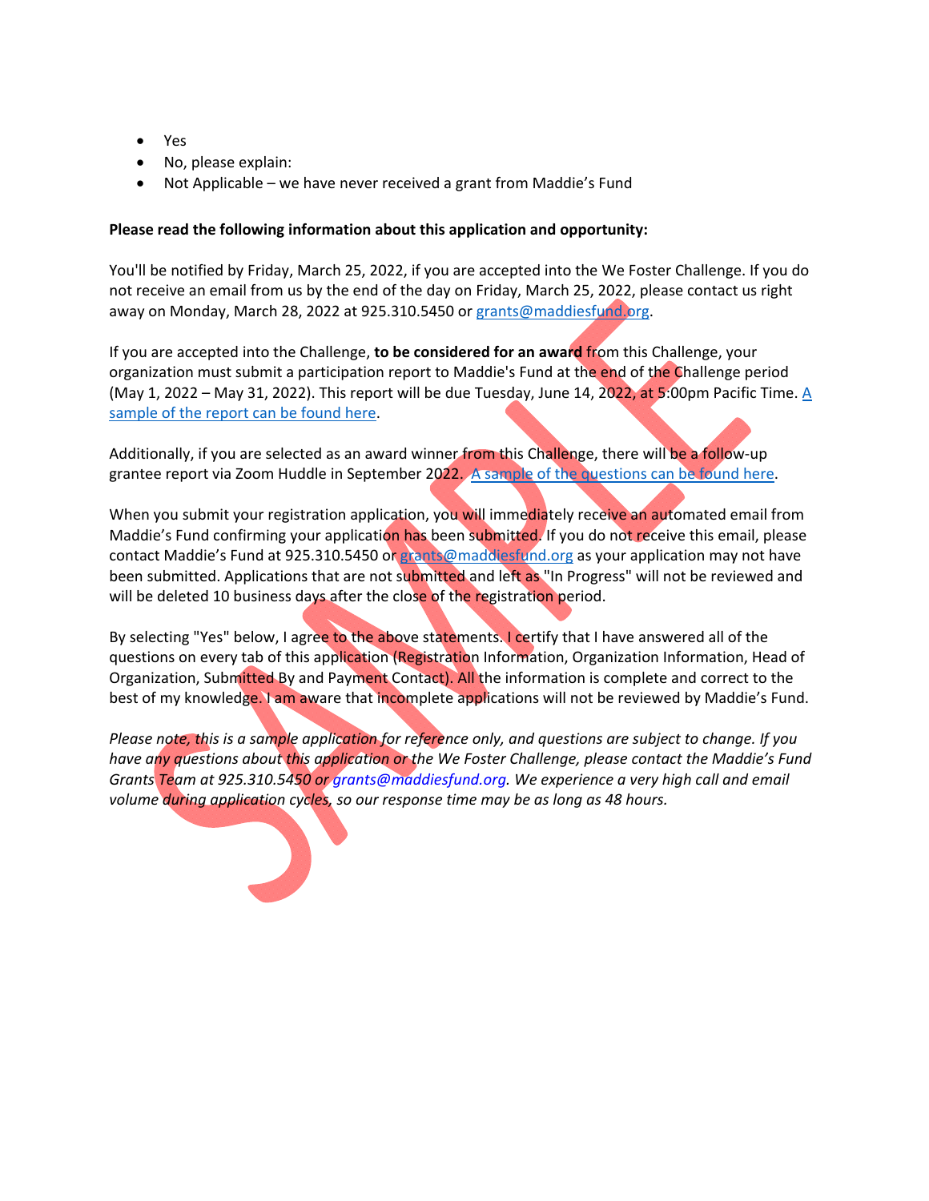- Yes
- No, please explain:
- Not Applicable – we have never received a grant from Maddie's Fund

**Please read the following information about this application and opportunity:**

You'll be notified by Friday, March 25, 2022, if you are accepted into the We Foster Challenge. If you do not receive an email from us by the end of the day on Friday, March 25, 2022, please contact us right away on Monday, March 28, 2022 at 925.310.5450 or grants@maddiesfund.org.

If you are accepted into the Challenge, **to be considered for an award** from this Challenge, your organization must submit a participation report to Maddie's Fund at the end of the Challenge period (May 1, 2022 – May 31, 2022). This report will be due Tuesday, June 14, 2022, at 5:00pm Pacific Time. A sample of the report can be found here.

Additionally, if you are selected as an award winner from this Challenge, there will be a follow-up grantee report via Zoom Huddle in September 2022. A sample of the questions can be found here.

When you submit your registration application, you will immediately receive an automated email from Maddie's Fund confirming your application has been submitted. If you do not receive this email, please contact Maddie's Fund at 925.310.5450 or grants@maddiesfund.org as your application may not have been submitted. Applications that are not submitted and left as "In Progress" will not be reviewed and will be deleted 10 business days after the close of the registration period.

By selecting "Yes" below, I agree to the above statements. I certify that I have answered all of the questions on every tab of this application (Registration Information, Organization Information, Head of Organization, Submitted By and Payment Contact). All the information is complete and correct to the best of my knowledge. I am aware that incomplete applications will not be reviewed by Maddie's Fund.

*Please note, this is a sample application for reference only, and questions are subject to change. If you have any questions about this application or the We Foster Challenge, please contact the Maddie's Fund Grants Team at 925.310.5450 or grants@maddiesfund.org. We experience a very high call and email volume during application cycles, so our response time may be as long as 48 hours.*